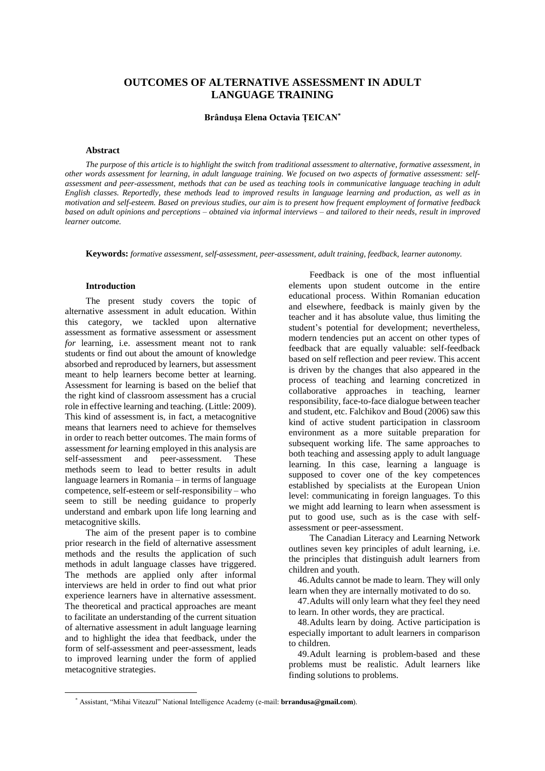# OUTCOMES OF ALTERNATIVE ASSESSMENT IN ADULT LANGUAGE TRAINING

**Brândușa Elena Octavia ȚEICAN***

### Abstract

*The purpose of this article is to highlight the switch from traditional assessment to alternative, formative assessment, in other words assessment for learning, in adult language training. We focused on two aspects of formative assessment: self-assessment and peer-assessment, methods that can be used as teaching tools in communicative language teaching in adult English classes. Reportedly, these methods lead to improved results in language learning and production, as well as in motivation and self-esteem. Based on previous studies, our aim is to present how frequent employment of formative feedback based on adult opinions and perceptions – obtained via informal interviews – and tailored to their needs, result in improved learner outcome.*

**Keywords:** *formative assessment, self-assessment, peer-assessment, adult training, feedback, learner autonomy.*

### Introduction

The present study covers the topic of alternative assessment in adult education. Within this category, we tackled upon alternative assessment as formative assessment or assessment *for* learning, i.e. assessment meant not to rank students or find out about the amount of knowledge absorbed and reproduced by learners, but assessment meant to help learners become better at learning. Assessment for learning is based on the belief that the right kind of classroom assessment has a crucial role in effective learning and teaching. (Little: 2009). This kind of assessment is, in fact, a metacognitive means that learners need to achieve for themselves in order to reach better outcomes. The main forms of assessment *for* learning employed in this analysis are self-assessment and peer-assessment. These methods seem to lead to better results in adult language learners in Romania – in terms of language competence, self-esteem or self-responsibility – who seem to still be needing guidance to properly understand and embark upon life long learning and metacognitive skills.

The aim of the present paper is to combine prior research in the field of alternative assessment methods and the results the application of such methods in adult language classes have triggered. The methods are applied only after informal interviews are held in order to find out what prior experience learners have in alternative assessment. The theoretical and practical approaches are meant to facilitate an understanding of the current situation of alternative assessment in adult language learning and to highlight the idea that feedback, under the form of self-assessment and peer-assessment, leads to improved learning under the form of applied metacognitive strategies.

Feedback is one of the most influential elements upon student outcome in the entire educational process. Within Romanian education and elsewhere, feedback is mainly given by the teacher and it has absolute value, thus limiting the student's potential for development; nevertheless, modern tendencies put an accent on other types of feedback that are equally valuable: self-feedback based on self reflection and peer review. This accent is driven by the changes that also appeared in the process of teaching and learning concretized in collaborative approaches in teaching, learner responsibility, face-to-face dialogue between teacher and student, etc. Falchikov and Boud (2006) saw this kind of active student participation in classroom environment as a more suitable preparation for subsequent working life. The same approaches to both teaching and assessing apply to adult language learning. In this case, learning a language is supposed to cover one of the key competences established by specialists at the European Union level: communicating in foreign languages. To this we might add learning to learn when assessment is put to good use, such as is the case with self-assessment or peer-assessment.

The Canadian Literacy and Learning Network outlines seven key principles of adult learning, i.e. the principles that distinguish adult learners from children and youth.

46. Adults cannot be made to learn. They will only learn when they are internally motivated to do so.
47. Adults will only learn what they feel they need to learn. In other words, they are practical.
48. Adults learn by doing. Active participation is especially important to adult learners in comparison to children.
49. Adult learning is problem-based and these problems must be realistic. Adult learners like finding solutions to problems.

[*] Assistant, "Mihai Viteazul" National Intelligence Academy (e-mail: **brrandusa@gmail.com**).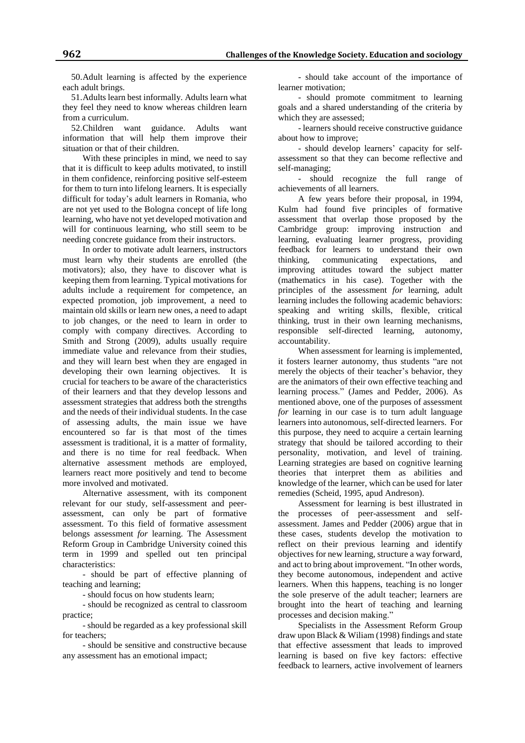50. Adult learning is affected by the experience each adult brings.

51. Adults learn best informally. Adults learn what they feel they need to know whereas children learn from a curriculum.

52. Children want guidance. Adults want information that will help them improve their situation or that of their children.

With these principles in mind, we need to say that it is difficult to keep adults motivated, to instill in them confidence, reinforcing positive self-esteem for them to turn into lifelong learners. It is especially difficult for today's adult learners in Romania, who are not yet used to the Bologna concept of life long learning, who have not yet developed motivation and will for continuous learning, who still seem to be needing concrete guidance from their instructors.

In order to motivate adult learners, instructors must learn why their students are enrolled (the motivators); also, they have to discover what is keeping them from learning. Typical motivations for adults include a requirement for competence, an expected promotion, job improvement, a need to maintain old skills or learn new ones, a need to adapt to job changes, or the need to learn in order to comply with company directives. According to Smith and Strong (2009), adults usually require immediate value and relevance from their studies, and they will learn best when they are engaged in developing their own learning objectives. It is crucial for teachers to be aware of the characteristics of their learners and that they develop lessons and assessment strategies that address both the strengths and the needs of their individual students. In the case of assessing adults, the main issue we have encountered so far is that most of the times assessment is traditional, it is a matter of formality, and there is no time for real feedback. When alternative assessment methods are employed, learners react more positively and tend to become more involved and motivated.

Alternative assessment, with its component relevant for our study, self-assessment and peer-assessment, can only be part of formative assessment. To this field of formative assessment belongs assessment *for* learning. The Assessment Reform Group in Cambridge University coined this term in 1999 and spelled out ten principal characteristics:

- should be part of effective planning of teaching and learning;
- should focus on how students learn;
- should be recognized as central to classroom practice;
- should be regarded as a key professional skill for teachers;
- should be sensitive and constructive because any assessment has an emotional impact;
- should take account of the importance of learner motivation;
- should promote commitment to learning goals and a shared understanding of the criteria by which they are assessed;
- learners should receive constructive guidance about how to improve;
- should develop learners' capacity for self-assessment so that they can become reflective and self-managing;
- should recognize the full range of achievements of all learners.

A few years before their proposal, in 1994, Kulm had found five principles of formative assessment that overlap those proposed by the Cambridge group: improving instruction and learning, evaluating learner progress, providing feedback for learners to understand their own thinking, communicating expectations, and improving attitudes toward the subject matter (mathematics in his case). Together with the principles of the assessment *for* learning, adult learning includes the following academic behaviors: speaking and writing skills, flexible, critical thinking, trust in their own learning mechanisms, responsible self-directed learning, autonomy, accountability.

When assessment for learning is implemented, it fosters learner autonomy, thus students "are not merely the objects of their teacher's behavior, they are the animators of their own effective teaching and learning process." (James and Pedder, 2006). As mentioned above, one of the purposes of assessment *for* learning in our case is to turn adult language learners into autonomous, self-directed learners. For this purpose, they need to acquire a certain learning strategy that should be tailored according to their personality, motivation, and level of training. Learning strategies are based on cognitive learning theories that interpret them as abilities and knowledge of the learner, which can be used for later remedies (Scheid, 1995, apud Andreson).

Assessment for learning is best illustrated in the processes of peer-assessment and self-assessment. James and Pedder (2006) argue that in these cases, students develop the motivation to reflect on their previous learning and identify objectives for new learning, structure a way forward, and act to bring about improvement. "In other words, they become autonomous, independent and active learners. When this happens, teaching is no longer the sole preserve of the adult teacher; learners are brought into the heart of teaching and learning processes and decision making."

Specialists in the Assessment Reform Group draw upon Black & Wiliam (1998) findings and state that effective assessment that leads to improved learning is based on five key factors: effective feedback to learners, active involvement of learners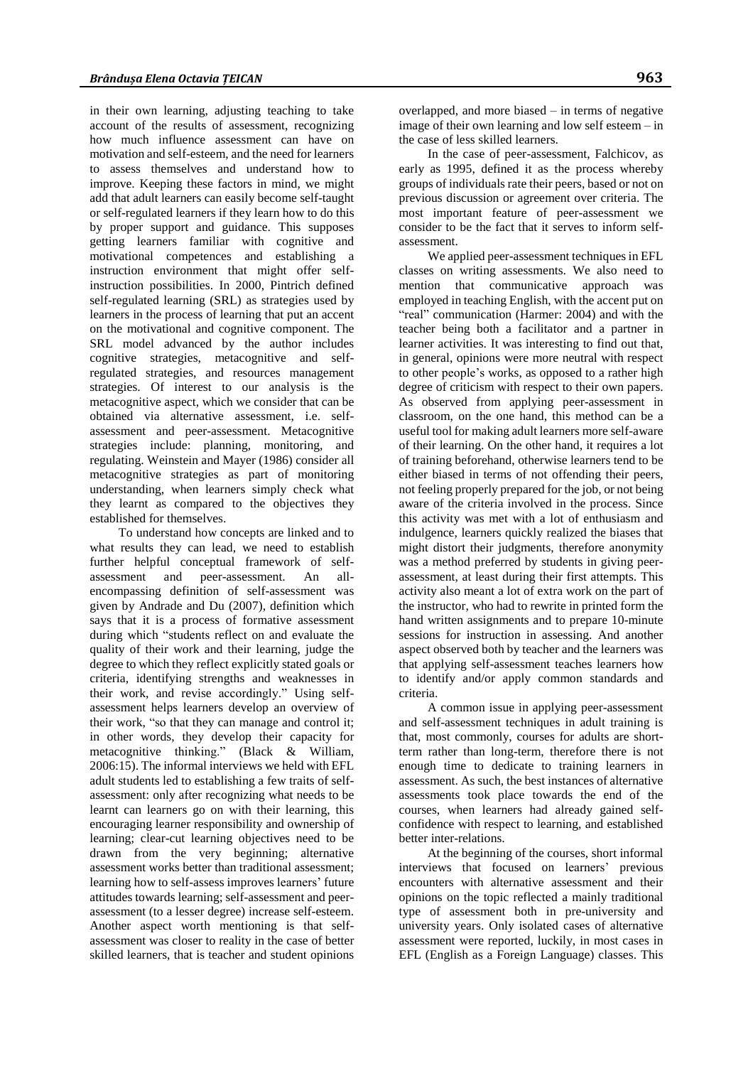in their own learning, adjusting teaching to take account of the results of assessment, recognizing how much influence assessment can have on motivation and self-esteem, and the need for learners to assess themselves and understand how to improve. Keeping these factors in mind, we might add that adult learners can easily become self-taught or self-regulated learners if they learn how to do this by proper support and guidance. This supposes getting learners familiar with cognitive and motivational competences and establishing a instruction environment that might offer self-instruction possibilities. In 2000, Pintrich defined self-regulated learning (SRL) as strategies used by learners in the process of learning that put an accent on the motivational and cognitive component. The SRL model advanced by the author includes cognitive strategies, metacognitive and self-regulated strategies, and resources management strategies. Of interest to our analysis is the metacognitive aspect, which we consider that can be obtained via alternative assessment, i.e. self-assessment and peer-assessment. Metacognitive strategies include: planning, monitoring, and regulating. Weinstein and Mayer (1986) consider all metacognitive strategies as part of monitoring understanding, when learners simply check what they learnt as compared to the objectives they established for themselves.

To understand how concepts are linked and to what results they can lead, we need to establish further helpful conceptual framework of self-assessment and peer-assessment. An all-encompassing definition of self-assessment was given by Andrade and Du (2007), definition which says that it is a process of formative assessment during which "students reflect on and evaluate the quality of their work and their learning, judge the degree to which they reflect explicitly stated goals or criteria, identifying strengths and weaknesses in their work, and revise accordingly." Using self-assessment helps learners develop an overview of their work, "so that they can manage and control it; in other words, they develop their capacity for metacognitive thinking." (Black & William, 2006:15). The informal interviews we held with EFL adult students led to establishing a few traits of self-assessment: only after recognizing what needs to be learnt can learners go on with their learning, this encouraging learner responsibility and ownership of learning; clear-cut learning objectives need to be drawn from the very beginning; alternative assessment works better than traditional assessment; learning how to self-assess improves learners' future attitudes towards learning; self-assessment and peer-assessment (to a lesser degree) increase self-esteem. Another aspect worth mentioning is that self-assessment was closer to reality in the case of better skilled learners, that is teacher and student opinions overlapped, and more biased – in terms of negative image of their own learning and low self esteem – in the case of less skilled learners.

In the case of peer-assessment, Falchicov, as early as 1995, defined it as the process whereby groups of individuals rate their peers, based or not on previous discussion or agreement over criteria. The most important feature of peer-assessment we consider to be the fact that it serves to inform self-assessment.

We applied peer-assessment techniques in EFL classes on writing assessments. We also need to mention that communicative approach was employed in teaching English, with the accent put on "real" communication (Harmer: 2004) and with the teacher being both a facilitator and a partner in learner activities. It was interesting to find out that, in general, opinions were more neutral with respect to other people's works, as opposed to a rather high degree of criticism with respect to their own papers. As observed from applying peer-assessment in classroom, on the one hand, this method can be a useful tool for making adult learners more self-aware of their learning. On the other hand, it requires a lot of training beforehand, otherwise learners tend to be either biased in terms of not offending their peers, not feeling properly prepared for the job, or not being aware of the criteria involved in the process. Since this activity was met with a lot of enthusiasm and indulgence, learners quickly realized the biases that might distort their judgments, therefore anonymity was a method preferred by students in giving peer-assessment, at least during their first attempts. This activity also meant a lot of extra work on the part of the instructor, who had to rewrite in printed form the hand written assignments and to prepare 10-minute sessions for instruction in assessing. And another aspect observed both by teacher and the learners was that applying self-assessment teaches learners how to identify and/or apply common standards and criteria.

A common issue in applying peer-assessment and self-assessment techniques in adult training is that, most commonly, courses for adults are short-term rather than long-term, therefore there is not enough time to dedicate to training learners in assessment. As such, the best instances of alternative assessments took place towards the end of the courses, when learners had already gained self-confidence with respect to learning, and established better inter-relations.

At the beginning of the courses, short informal interviews that focused on learners' previous encounters with alternative assessment and their opinions on the topic reflected a mainly traditional type of assessment both in pre-university and university years. Only isolated cases of alternative assessment were reported, luckily, in most cases in EFL (English as a Foreign Language) classes. This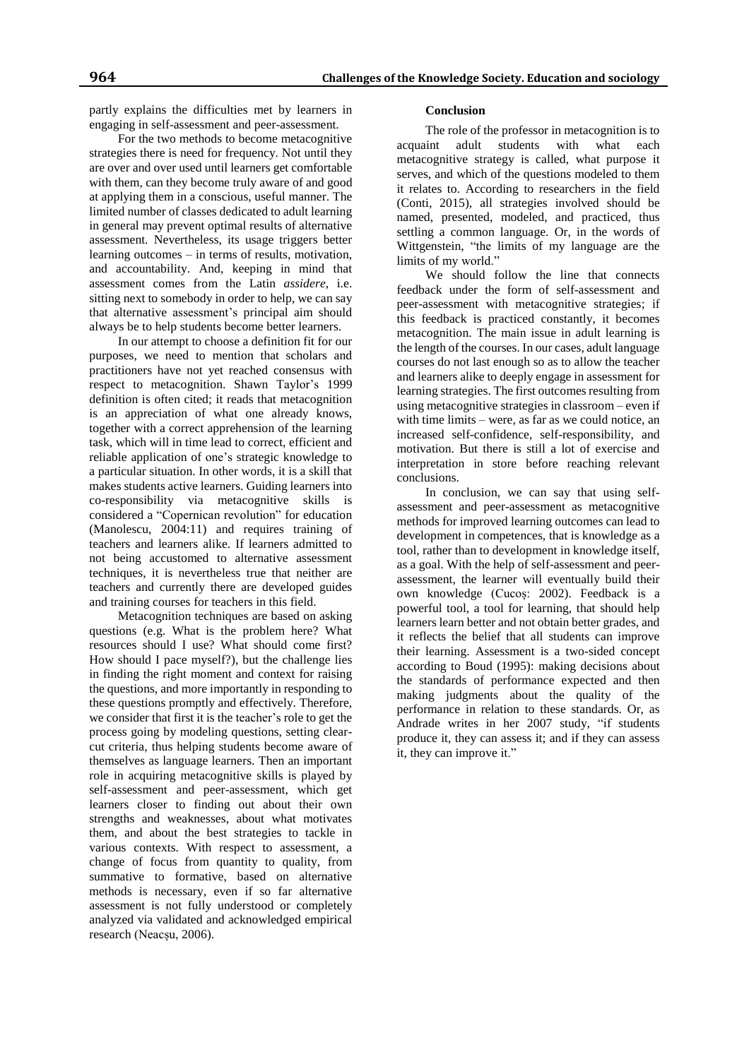partly explains the difficulties met by learners in engaging in self-assessment and peer-assessment.

For the two methods to become metacognitive strategies there is need for frequency. Not until they are over and over used until learners get comfortable with them, can they become truly aware of and good at applying them in a conscious, useful manner. The limited number of classes dedicated to adult learning in general may prevent optimal results of alternative assessment. Nevertheless, its usage triggers better learning outcomes – in terms of results, motivation, and accountability. And, keeping in mind that assessment comes from the Latin *assidere*, i.e. sitting next to somebody in order to help, we can say that alternative assessment's principal aim should always be to help students become better learners.

In our attempt to choose a definition fit for our purposes, we need to mention that scholars and practitioners have not yet reached consensus with respect to metacognition. Shawn Taylor's 1999 definition is often cited; it reads that metacognition is an appreciation of what one already knows, together with a correct apprehension of the learning task, which will in time lead to correct, efficient and reliable application of one's strategic knowledge to a particular situation. In other words, it is a skill that makes students active learners. Guiding learners into co-responsibility via metacognitive skills is considered a "Copernican revolution" for education (Manolescu, 2004:11) and requires training of teachers and learners alike. If learners admitted to not being accustomed to alternative assessment techniques, it is nevertheless true that neither are teachers and currently there are developed guides and training courses for teachers in this field.

Metacognition techniques are based on asking questions (e.g. What is the problem here? What resources should I use? What should come first? How should I pace myself?), but the challenge lies in finding the right moment and context for raising the questions, and more importantly in responding to these questions promptly and effectively. Therefore, we consider that first it is the teacher's role to get the process going by modeling questions, setting clear-cut criteria, thus helping students become aware of themselves as language learners. Then an important role in acquiring metacognitive skills is played by self-assessment and peer-assessment, which get learners closer to finding out about their own strengths and weaknesses, about what motivates them, and about the best strategies to tackle in various contexts. With respect to assessment, a change of focus from quantity to quality, from summative to formative, based on alternative methods is necessary, even if so far alternative assessment is not fully understood or completely analyzed via validated and acknowledged empirical research (Neacșu, 2006).

**Conclusion**

The role of the professor in metacognition is to acquaint adult students with what each metacognitive strategy is called, what purpose it serves, and which of the questions modeled to them it relates to. According to researchers in the field (Conti, 2015), all strategies involved should be named, presented, modeled, and practiced, thus settling a common language. Or, in the words of Wittgenstein, "the limits of my language are the limits of my world."

We should follow the line that connects feedback under the form of self-assessment and peer-assessment with metacognitive strategies; if this feedback is practiced constantly, it becomes metacognition. The main issue in adult learning is the length of the courses. In our cases, adult language courses do not last enough so as to allow the teacher and learners alike to deeply engage in assessment for learning strategies. The first outcomes resulting from using metacognitive strategies in classroom – even if with time limits – were, as far as we could notice, an increased self-confidence, self-responsibility, and motivation. But there is still a lot of exercise and interpretation in store before reaching relevant conclusions.

In conclusion, we can say that using self-assessment and peer-assessment as metacognitive methods for improved learning outcomes can lead to development in competences, that is knowledge as a tool, rather than to development in knowledge itself, as a goal. With the help of self-assessment and peer-assessment, the learner will eventually build their own knowledge (Cucoș: 2002). Feedback is a powerful tool, a tool for learning, that should help learners learn better and not obtain better grades, and it reflects the belief that all students can improve their learning. Assessment is a two-sided concept according to Boud (1995): making decisions about the standards of performance expected and then making judgments about the quality of the performance in relation to these standards. Or, as Andrade writes in her 2007 study, "if students produce it, they can assess it; and if they can assess it, they can improve it."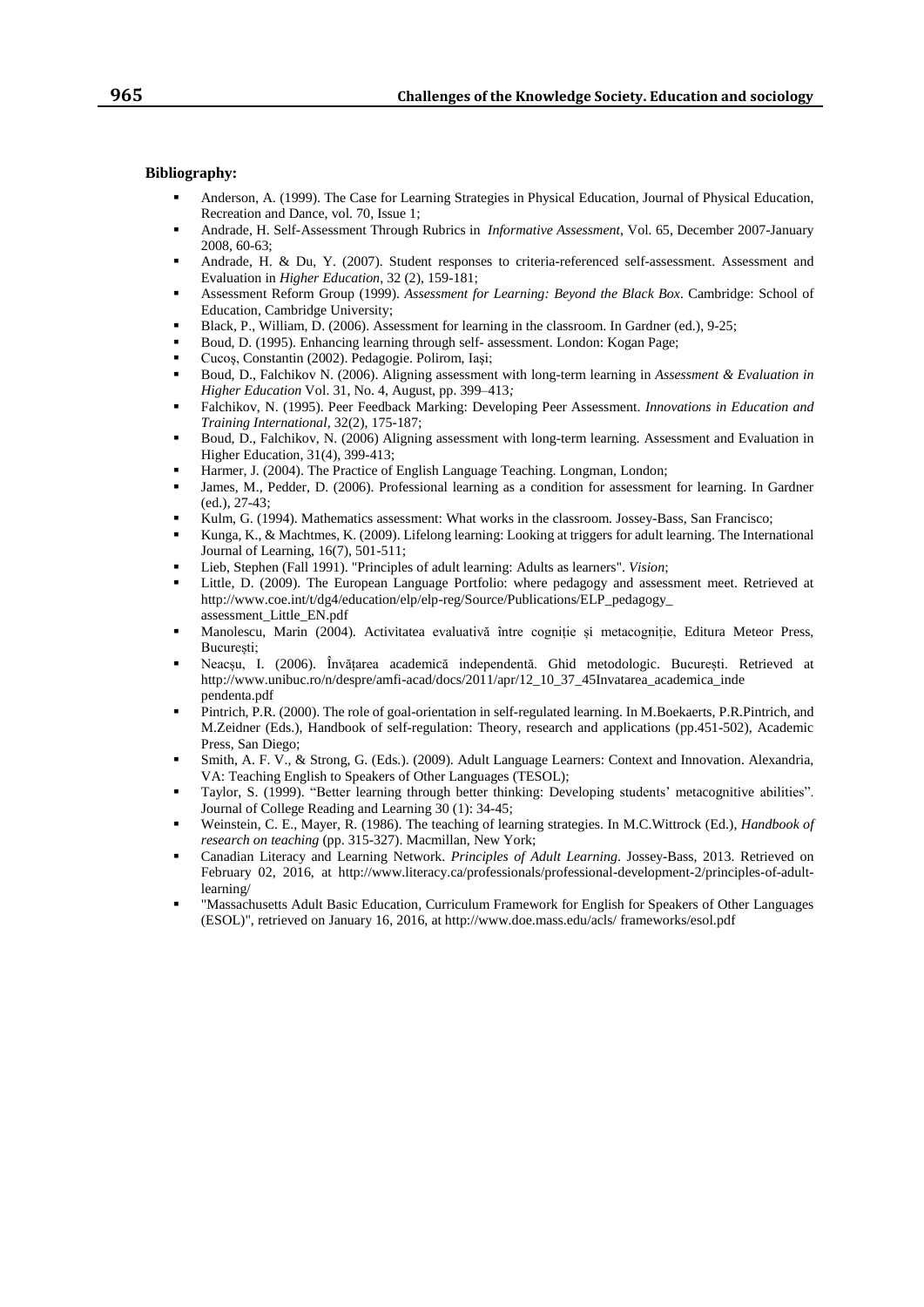**Bibliography:**

- Anderson, A. (1999). The Case for Learning Strategies in Physical Education, Journal of Physical Education, Recreation and Dance, vol. 70, Issue 1;
- Andrade, H. Self-Assessment Through Rubrics in *Informative Assessment*, Vol. 65, December 2007-January 2008, 60-63;
- Andrade, H. & Du, Y. (2007). Student responses to criteria-referenced self-assessment. Assessment and Evaluation in *Higher Education*, 32 (2), 159-181;
- Assessment Reform Group (1999). *Assessment for Learning: Beyond the Black Box*. Cambridge: School of Education, Cambridge University;
- Black, P., William, D. (2006). Assessment for learning in the classroom. In Gardner (ed.), 9-25;
- Boud, D. (1995). Enhancing learning through self- assessment. London: Kogan Page;
- Cucoş, Constantin (2002). Pedagogie. Polirom, Iaşi;
- Boud, D., Falchikov N. (2006). Aligning assessment with long-term learning in *Assessment & Evaluation in Higher Education* Vol. 31, No. 4, August, pp. 399–413*;*
- Falchikov, N. (1995). Peer Feedback Marking: Developing Peer Assessment. *Innovations in Education and Training International*, 32(2), 175-187;
- Boud, D., Falchikov, N. (2006) Aligning assessment with long-term learning. Assessment and Evaluation in Higher Education, 31(4), 399-413;
- Harmer, J. (2004). The Practice of English Language Teaching. Longman, London;
- James, M., Pedder, D. (2006). Professional learning as a condition for assessment for learning. In Gardner (ed.), 27-43;
- Kulm, G. (1994). Mathematics assessment: What works in the classroom. Jossey-Bass, San Francisco;
- Kunga, K., & Machtmes, K. (2009). Lifelong learning: Looking at triggers for adult learning. The International Journal of Learning, 16(7), 501-511;
- Lieb, Stephen (Fall 1991). "Principles of adult learning: Adults as learners". *Vision*;
- Little, D. (2009). The European Language Portfolio: where pedagogy and assessment meet. Retrieved at http://www.coe.int/t/dg4/education/elp/elp-reg/Source/Publications/ELP_pedagogy_ assessment_Little_EN.pdf
- Manolescu, Marin (2004). Activitatea evaluativă între cogniție și metacogniție, Editura Meteor Press, București;
- Neacșu, I. (2006). Învățarea academică independentă. Ghid metodologic. București. Retrieved at http://www.unibuc.ro/n/despre/amfi-acad/docs/2011/apr/12_10_37_45Invatarea_academica_inde pendenta.pdf
- Pintrich, P.R. (2000). The role of goal-orientation in self-regulated learning. In M.Boekaerts, P.R.Pintrich, and M.Zeidner (Eds.), Handbook of self-regulation: Theory, research and applications (pp.451-502), Academic Press, San Diego;
- Smith, A. F. V., & Strong, G. (Eds.). (2009). Adult Language Learners: Context and Innovation. Alexandria, VA: Teaching English to Speakers of Other Languages (TESOL);
- Taylor, S. (1999). "Better learning through better thinking: Developing students' metacognitive abilities". Journal of College Reading and Learning 30 (1): 34-45;
- Weinstein, C. E., Mayer, R. (1986). The teaching of learning strategies. In M.C.Wittrock (Ed.), *Handbook of research on teaching* (pp. 315-327). Macmillan, New York;
- Canadian Literacy and Learning Network. *Principles of Adult Learning*. Jossey-Bass, 2013. Retrieved on February 02, 2016, at http://www.literacy.ca/professionals/professional-development-2/principles-of-adult-learning/
- "Massachusetts Adult Basic Education, Curriculum Framework for English for Speakers of Other Languages (ESOL)", retrieved on January 16, 2016, at http://www.doe.mass.edu/acls/ frameworks/esol.pdf